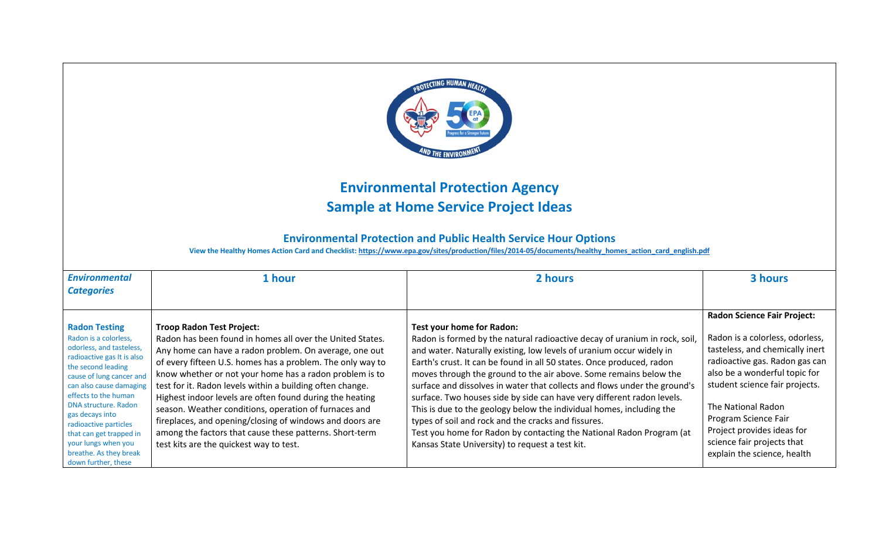## Environmental Protection Agency
## Sample at Home Service Project Ideas

### Environmental Protection and Public Health Service Hour Options

**View the Healthy Homes Action Card and Checklist: https://www.epa.gov/sites/production/files/2014-05/documents/healthy_homes_action_card_english.pdf**

| ***Environmental Categories*** | **1 hour** | **2 hours** | **3 hours** |
|---|---|---|---|
| **Radon Testing**<br>Radon is a colorless, odorless, and tasteless, radioactive gas It is also the second leading cause of lung cancer and can also cause damaging effects to the human DNA structure. Radon gas decays into radioactive particles that can get trapped in your lungs when you breathe. As they break down further, these | **Troop Radon Test Project:**<br>Radon has been found in homes all over the United States. Any home can have a radon problem. On average, one out of every fifteen U.S. homes has a problem. The only way to know whether or not your home has a radon problem is to test for it. Radon levels within a building often change. Highest indoor levels are often found during the heating season. Weather conditions, operation of furnaces and fireplaces, and opening/closing of windows and doors are among the factors that cause these patterns. Short-term test kits are the quickest way to test. | **Test your home for Radon:**<br>Radon is formed by the natural radioactive decay of uranium in rock, soil, and water. Naturally existing, low levels of uranium occur widely in Earth's crust. It can be found in all 50 states. Once produced, radon moves through the ground to the air above. Some remains below the surface and dissolves in water that collects and flows under the ground's surface. Two houses side by side can have very different radon levels. This is due to the geology below the individual homes, including the types of soil and rock and the cracks and fissures.<br>Test you home for Radon by contacting the National Radon Program (at Kansas State University) to request a test kit. | **Radon Science Fair Project:**<br><br>Radon is a colorless, odorless, tasteless, and chemically inert radioactive gas. Radon gas can also be a wonderful topic for student science fair projects.<br><br>The National Radon Program Science Fair Project provides ideas for science fair projects that explain the science, health |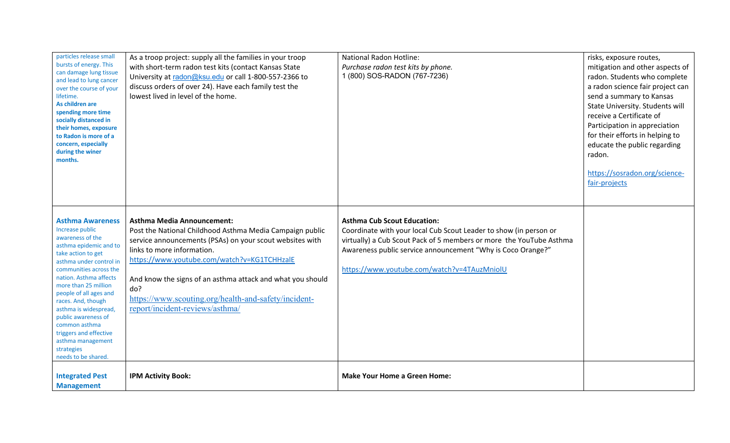| | | | |
|---|---|---|---|
| particles release small bursts of energy. This can damage lung tissue and lead to lung cancer over the course of your lifetime.<br>**As children are spending more time socially distanced in their homes, exposure to Radon is more of a concern, especially during the winer months.** | As a troop project: supply all the families in your troop with short-term radon test kits (contact Kansas State University at radon@ksu.edu or call 1-800-557-2366 to discuss orders of over 24). Have each family test the lowest lived in level of the home. | National Radon Hotline:<br>*Purchase radon test kits by phone.*<br>1 (800) SOS-RADON (767-7236) | risks, exposure routes, mitigation and other aspects of radon. Students who complete a radon science fair project can send a summary to Kansas State University. Students will receive a Certificate of Participation in appreciation for their efforts in helping to educate the public regarding radon.<br><br>https://sosradon.org/science-fair-projects |
| **Asthma Awareness**<br>Increase public awareness of the asthma epidemic and to take action to get asthma under control in communities across the nation. Asthma affects more than 25 million people of all ages and races. And, though asthma is widespread, public awareness of common asthma triggers and effective asthma management strategies needs to be shared. | **Asthma Media Announcement:**<br>Post the National Childhood Asthma Media Campaign public service announcements (PSAs) on your scout websites with links to more information.<br>https://www.youtube.com/watch?v=KG1TCHHzalE<br><br>And know the signs of an asthma attack and what you should do?<br>https://www.scouting.org/health-and-safety/incident-report/incident-reviews/asthma/ | **Asthma Cub Scout Education:**<br>Coordinate with your local Cub Scout Leader to show (in person or virtually) a Cub Scout Pack of 5 members or more the YouTube Asthma Awareness public service announcement "Why is Coco Orange?"<br><br>https://www.youtube.com/watch?v=4TAuzMniolU | |
| **Integrated Pest Management** | **IPM Activity Book:** | **Make Your Home a Green Home:** | |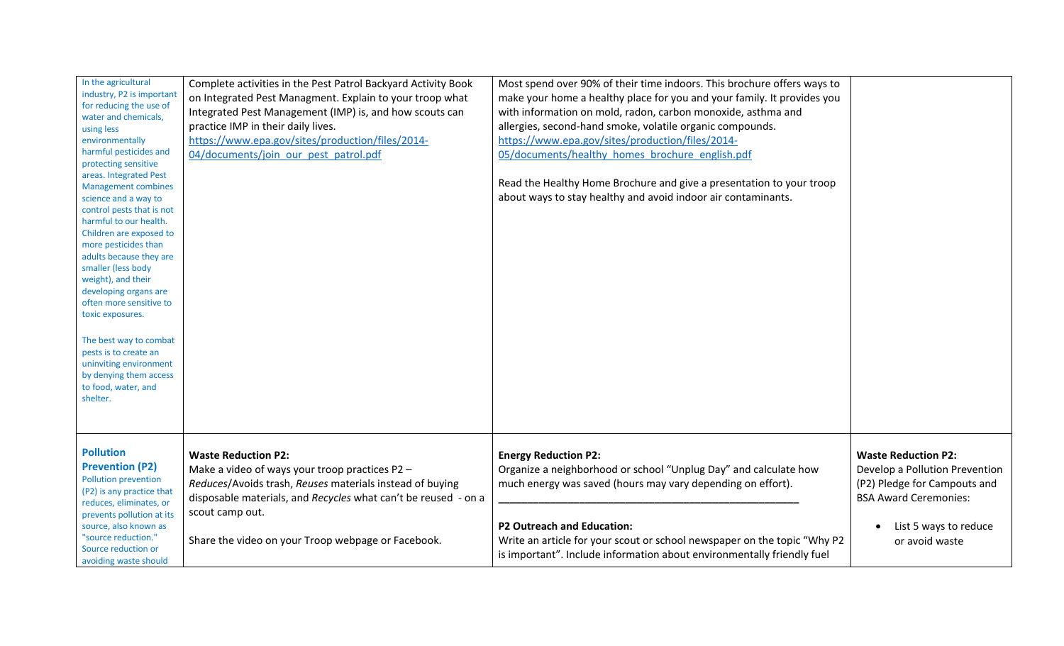| | | | |
|---|---|---|---|
| In the agricultural industry, P2 is important for reducing the use of water and chemicals, using less environmentally harmful pesticides and protecting sensitive areas. Integrated Pest Management combines science and a way to control pests that is not harmful to our health. Children are exposed to more pesticides than adults because they are smaller (less body weight), and their developing organs are often more sensitive to toxic exposures.<br><br>The best way to combat pests is to create an uninviting environment by denying them access to food, water, and shelter. | Complete activities in the Pest Patrol Backyard Activity Book on Integrated Pest Managment. Explain to your troop what Integrated Pest Management (IMP) is, and how scouts can practice IMP in their daily lives. https://www.epa.gov/sites/production/files/2014-04/documents/join_our_pest_patrol.pdf | Most spend over 90% of their time indoors. This brochure offers ways to make your home a healthy place for you and your family. It provides you with information on mold, radon, carbon monoxide, asthma and allergies, second-hand smoke, volatile organic compounds. https://www.epa.gov/sites/production/files/2014-05/documents/healthy_homes_brochure_english.pdf<br><br>Read the Healthy Home Brochure and give a presentation to your troop about ways to stay healthy and avoid indoor air contaminants. | |
| **Pollution Prevention (P2)**<br>Pollution prevention (P2) is any practice that reduces, eliminates, or prevents pollution at its source, also known as "source reduction." Source reduction or avoiding waste should | **Waste Reduction P2:**<br>Make a video of ways your troop practices P2 – *Reduces*/Avoids trash, *Reuses* materials instead of buying disposable materials, and *Recycles* what can't be reused - on a scout camp out.<br><br>Share the video on your Troop webpage or Facebook. | **Energy Reduction P2:**<br>Organize a neighborhood or school "Unplug Day" and calculate how much energy was saved (hours may vary depending on effort).<br>_______________________________________________<br>**P2 Outreach and Education:**<br>Write an article for your scout or school newspaper on the topic "Why P2 is important". Include information about environmentally friendly fuel | **Waste Reduction P2:**<br>Develop a Pollution Prevention (P2) Pledge for Campouts and BSA Award Ceremonies:<br>• List 5 ways to reduce or avoid waste |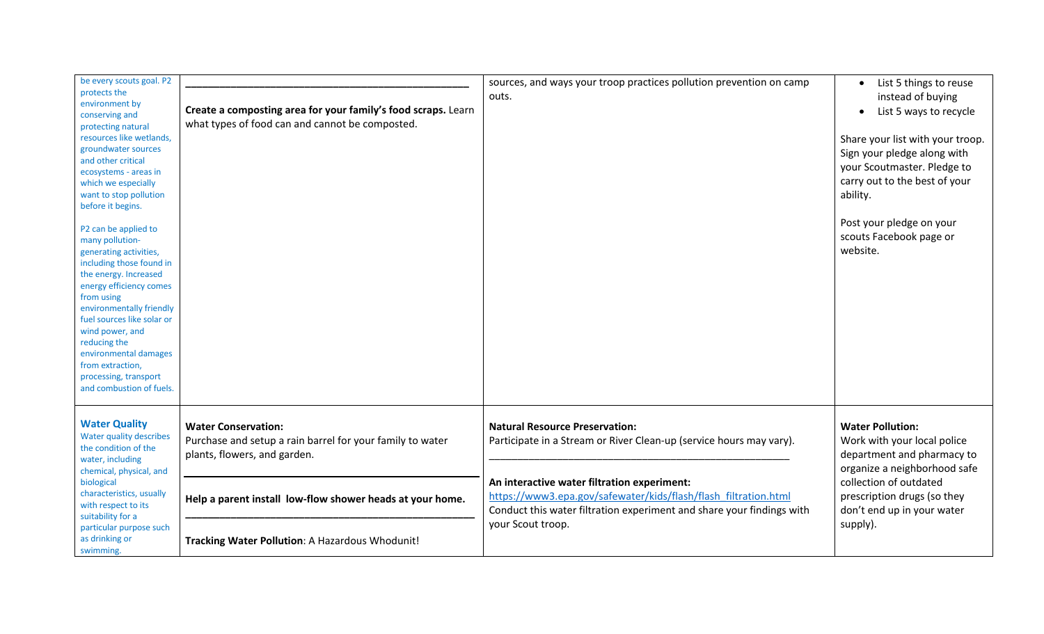| | | | |
|---|---|---|---|
| be every scouts goal. P2 protects the environment by conserving and protecting natural resources like wetlands, groundwater sources and other critical ecosystems - areas in which we especially want to stop pollution before it begins.<br><br>P2 can be applied to many pollution-generating activities, including those found in the energy. Increased energy efficiency comes from using environmentally friendly fuel sources like solar or wind power, and reducing the environmental damages from extraction, processing, transport and combustion of fuels. | \_\_\_\_\_\_\_\_\_\_\_\_\_\_\_\_\_\_\_\_\_\_\_\_\_\_\_\_\_\_\_\_\_\_\_\_\_\_\_\_<br><br>**Create a composting area for your family's food scraps.** Learn what types of food can and cannot be composted. | sources, and ways your troop practices pollution prevention on camp outs. | • List 5 things to reuse instead of buying<br>• List 5 ways to recycle<br><br>Share your list with your troop. Sign your pledge along with your Scoutmaster. Pledge to carry out to the best of your ability.<br><br>Post your pledge on your scouts Facebook page or website. |
| **Water Quality**<br>Water quality describes the condition of the water, including chemical, physical, and biological characteristics, usually with respect to its suitability for a particular purpose such as drinking or swimming. | **Water Conservation:**<br>Purchase and setup a rain barrel for your family to water plants, flowers, and garden.<br><br>\_\_\_\_\_\_\_\_\_\_\_\_\_\_\_\_\_\_\_\_\_\_\_\_\_\_\_\_\_\_\_\_\_\_\_\_\_\_\_\_<br><br>**Help a parent install low-flow shower heads at your home.**<br>\_\_\_\_\_\_\_\_\_\_\_\_\_\_\_\_\_\_\_\_\_\_\_\_\_\_\_\_\_\_\_\_\_\_\_\_\_\_\_\_<br><br>**Tracking Water Pollution**: A Hazardous Whodunit! | **Natural Resource Preservation:**<br>Participate in a Stream or River Clean-up (service hours may vary).<br>\_\_\_\_\_\_\_\_\_\_\_\_\_\_\_\_\_\_\_\_\_\_\_\_\_\_\_\_\_\_\_\_\_\_\_\_\_\_\_\_<br><br>**An interactive water filtration experiment:**<br>https://www3.epa.gov/safewater/kids/flash/flash_filtration.html<br>Conduct this water filtration experiment and share your findings with your Scout troop. | **Water Pollution:**<br>Work with your local police department and pharmacy to organize a neighborhood safe collection of outdated prescription drugs (so they don't end up in your water supply). |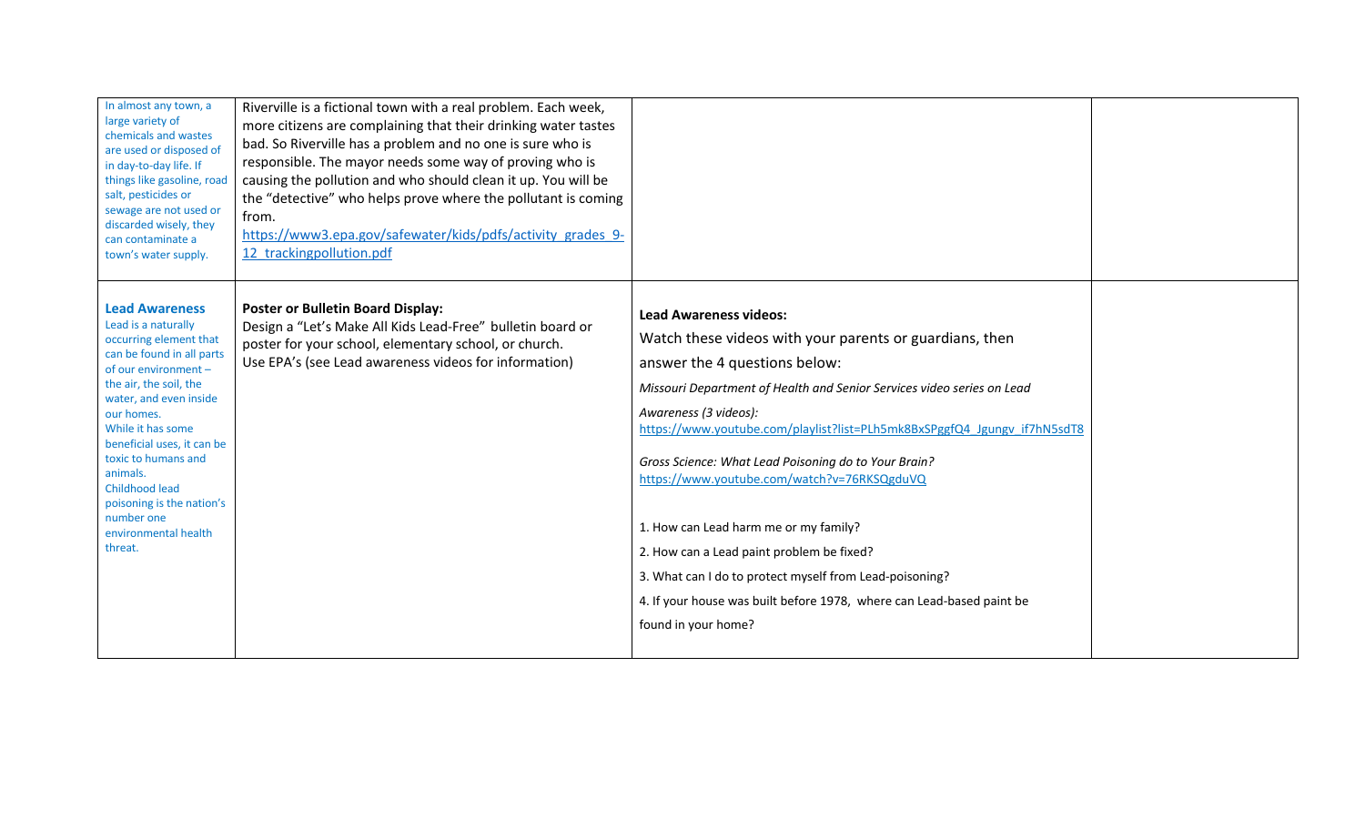| | | | |
|---|---|---|---|
| In almost any town, a large variety of chemicals and wastes are used or disposed of in day-to-day life. If things like gasoline, road salt, pesticides or sewage are not used or discarded wisely, they can contaminate a town's water supply. | Riverville is a fictional town with a real problem. Each week, more citizens are complaining that their drinking water tastes bad. So Riverville has a problem and no one is sure who is responsible. The mayor needs some way of proving who is causing the pollution and who should clean it up. You will be the "detective" who helps prove where the pollutant is coming from.<br>https://www3.epa.gov/safewater/kids/pdfs/activity_grades_9-12_trackingpollution.pdf | | |
| **Lead Awareness**<br>Lead is a naturally occurring element that can be found in all parts of our environment – the air, the soil, the water, and even inside our homes.<br>While it has some beneficial uses, it can be toxic to humans and animals.<br>Childhood lead poisoning is the nation's number one environmental health threat. | **Poster or Bulletin Board Display:**<br>Design a "Let's Make All Kids Lead-Free" bulletin board or poster for your school, elementary school, or church.<br>Use EPA's (see Lead awareness videos for information) | **Lead Awareness videos:**<br>Watch these videos with your parents or guardians, then answer the 4 questions below:<br>*Missouri Department of Health and Senior Services video series on Lead Awareness (3 videos):*<br>https://www.youtube.com/playlist?list=PLh5mk8BxSPggfQ4_Jgungv_if7hN5sdT8<br>*Gross Science: What Lead Poisoning do to Your Brain?*<br>https://www.youtube.com/watch?v=76RKSQgduVQ<br>1. How can Lead harm me or my family?<br>2. How can a Lead paint problem be fixed?<br>3. What can I do to protect myself from Lead-poisoning?<br>4. If your house was built before 1978, where can Lead-based paint be found in your home? | |